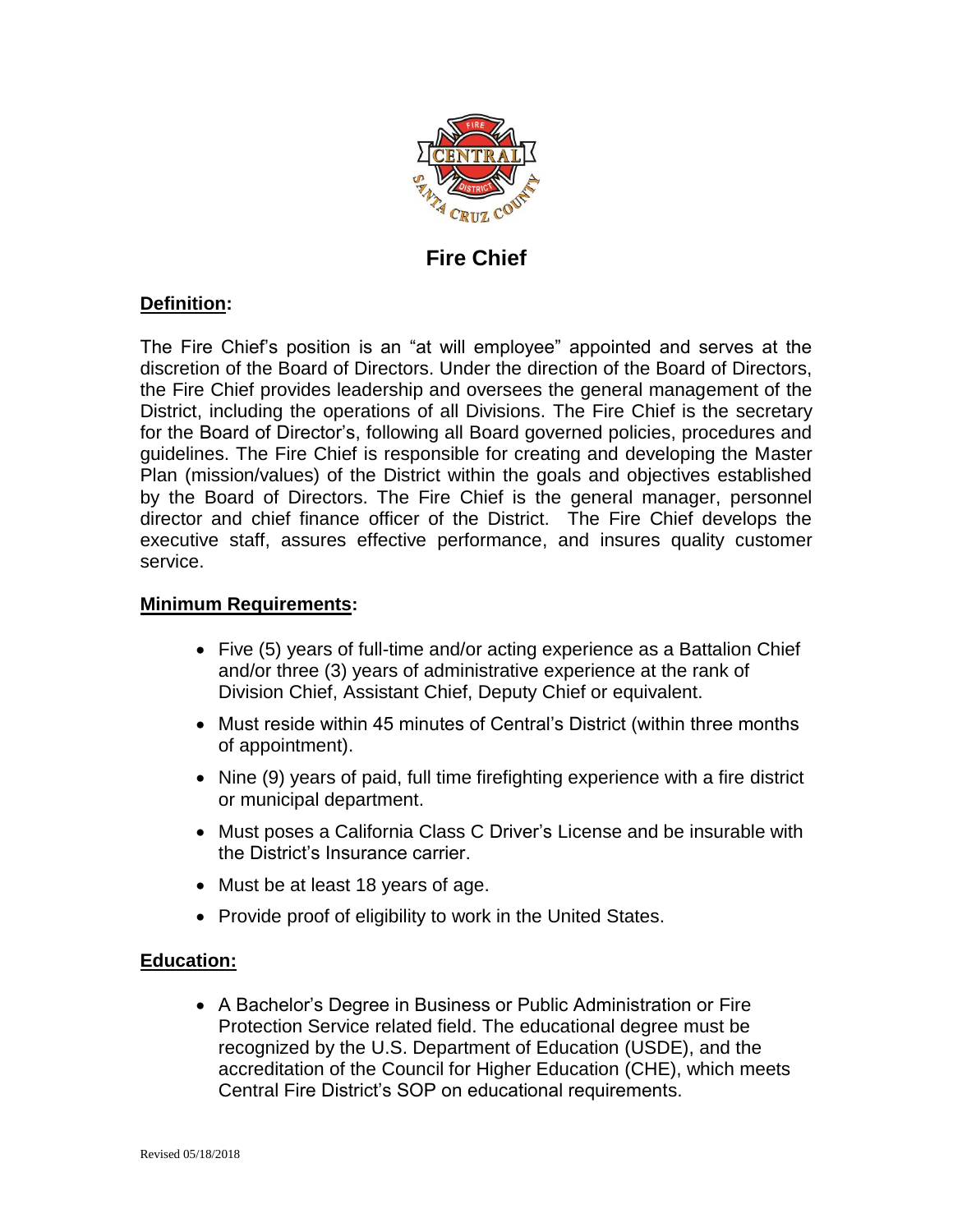# Fire Chief

**Definition:**

The Fire Chief's position is an "at will employee" appointed and serves at the discretion of the Board of Directors. Under the direction of the Board of Directors, the Fire Chief provides leadership and oversees the general management of the District, including the operations of all Divisions. The Fire Chief is the secretary for the Board of Director's, following all Board governed policies, procedures and guidelines. The Fire Chief is responsible for creating and developing the Master Plan (mission/values) of the District within the goals and objectives established by the Board of Directors. The Fire Chief is the general manager, personnel director and chief finance officer of the District. The Fire Chief develops the executive staff, assures effective performance, and insures quality customer service.

**Minimum Requirements:**

- Five (5) years of full-time and/or acting experience as a Battalion Chief and/or three (3) years of administrative experience at the rank of Division Chief, Assistant Chief, Deputy Chief or equivalent.
- Must reside within 45 minutes of Central's District (within three months of appointment).
- Nine (9) years of paid, full time firefighting experience with a fire district or municipal department.
- Must poses a California Class C Driver's License and be insurable with the District's Insurance carrier.
- Must be at least 18 years of age.
- Provide proof of eligibility to work in the United States.

**Education:**

- A Bachelor's Degree in Business or Public Administration or Fire Protection Service related field. The educational degree must be recognized by the U.S. Department of Education (USDE), and the accreditation of the Council for Higher Education (CHE), which meets Central Fire District's SOP on educational requirements.

Revised 05/18/2018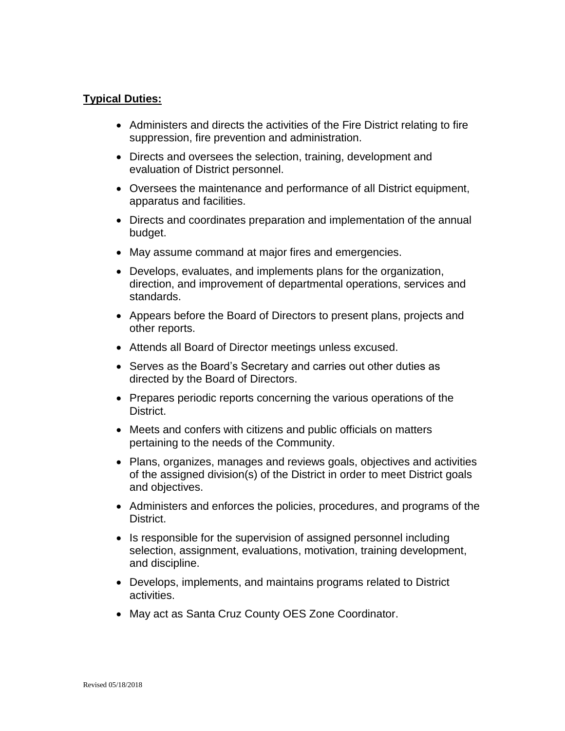**Typical Duties:**

- Administers and directs the activities of the Fire District relating to fire suppression, fire prevention and administration.
- Directs and oversees the selection, training, development and evaluation of District personnel.
- Oversees the maintenance and performance of all District equipment, apparatus and facilities.
- Directs and coordinates preparation and implementation of the annual budget.
- May assume command at major fires and emergencies.
- Develops, evaluates, and implements plans for the organization, direction, and improvement of departmental operations, services and standards.
- Appears before the Board of Directors to present plans, projects and other reports.
- Attends all Board of Director meetings unless excused.
- Serves as the Board's Secretary and carries out other duties as directed by the Board of Directors.
- Prepares periodic reports concerning the various operations of the District.
- Meets and confers with citizens and public officials on matters pertaining to the needs of the Community.
- Plans, organizes, manages and reviews goals, objectives and activities of the assigned division(s) of the District in order to meet District goals and objectives.
- Administers and enforces the policies, procedures, and programs of the District.
- Is responsible for the supervision of assigned personnel including selection, assignment, evaluations, motivation, training development, and discipline.
- Develops, implements, and maintains programs related to District activities.
- May act as Santa Cruz County OES Zone Coordinator.

Revised 05/18/2018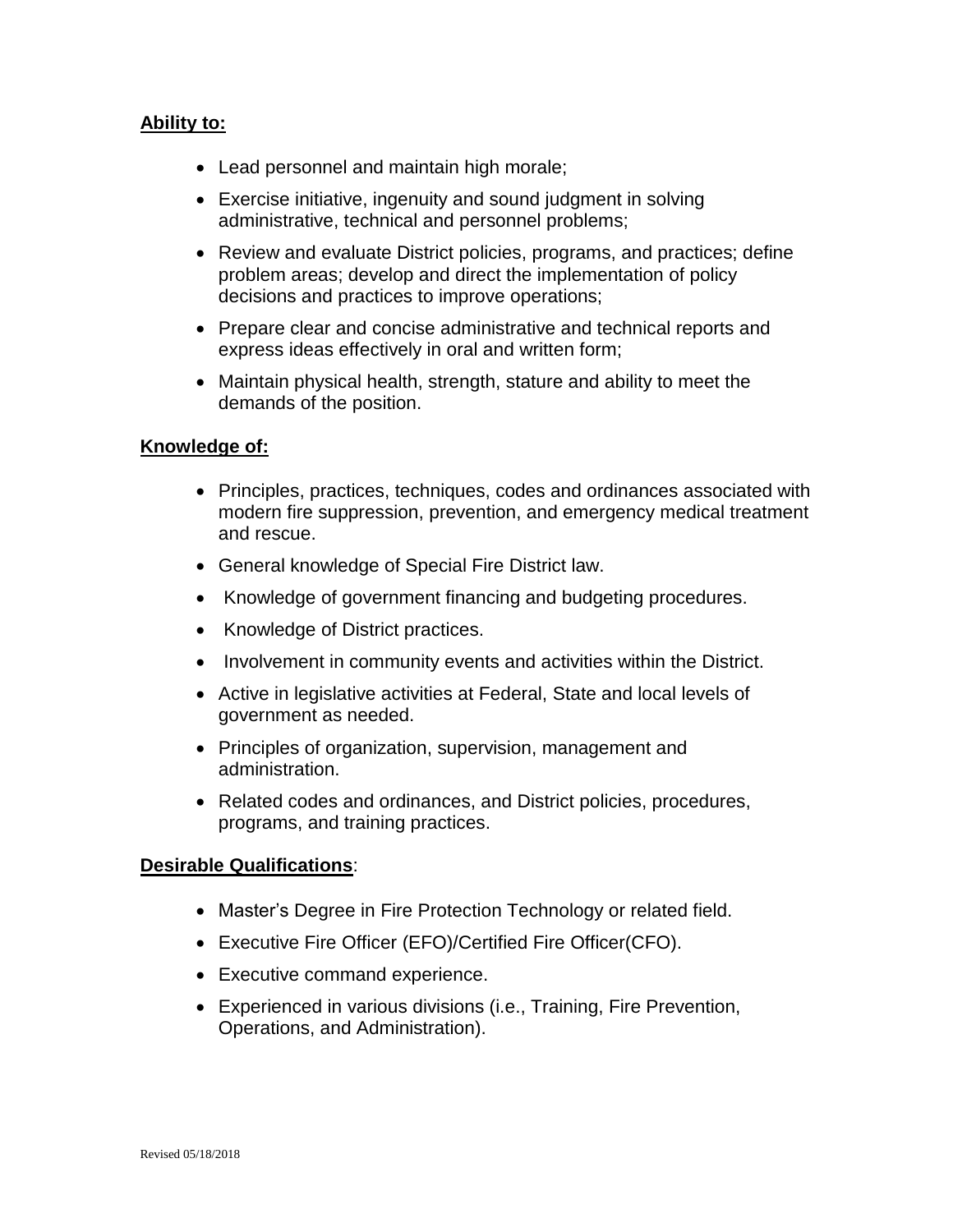**Ability to:**

- Lead personnel and maintain high morale;
- Exercise initiative, ingenuity and sound judgment in solving administrative, technical and personnel problems;
- Review and evaluate District policies, programs, and practices; define problem areas; develop and direct the implementation of policy decisions and practices to improve operations;
- Prepare clear and concise administrative and technical reports and express ideas effectively in oral and written form;
- Maintain physical health, strength, stature and ability to meet the demands of the position.

**Knowledge of:**

- Principles, practices, techniques, codes and ordinances associated with modern fire suppression, prevention, and emergency medical treatment and rescue.
- General knowledge of Special Fire District law.
- Knowledge of government financing and budgeting procedures.
- Knowledge of District practices.
- Involvement in community events and activities within the District.
- Active in legislative activities at Federal, State and local levels of government as needed.
- Principles of organization, supervision, management and administration.
- Related codes and ordinances, and District policies, procedures, programs, and training practices.

**Desirable Qualifications**:

- Master's Degree in Fire Protection Technology or related field.
- Executive Fire Officer (EFO)/Certified Fire Officer(CFO).
- Executive command experience.
- Experienced in various divisions (i.e., Training, Fire Prevention, Operations, and Administration).

Revised 05/18/2018